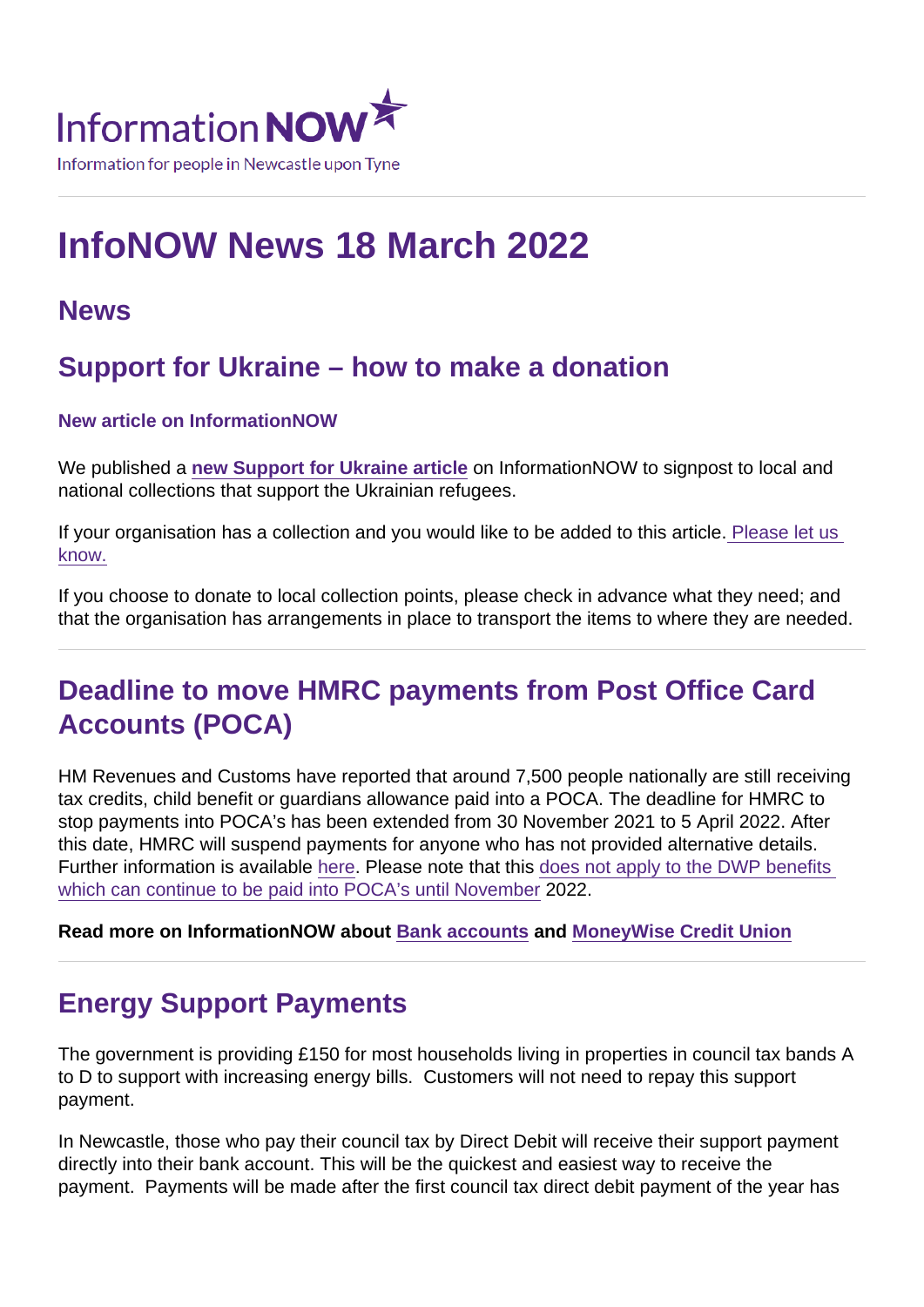InformationNOW

Information for people in Newcastle upon Tyne

# InfoNOW News 18 March 2022

## News

## Support for Ukraine – how to make a donation

### New article on InformationNOW

We published a **new Support for Ukraine article** on InformationNOW to signpost to local and national collections that support the Ukrainian refugees.

If your organisation has a collection and you would like to be added to this article. Please let us know.

If you choose to donate to local collection points, please check in advance what they need; and that the organisation has arrangements in place to transport the items to where they are needed.

## Deadline to move HMRC payments from Post Office Card Accounts (POCA)

HM Revenues and Customs have reported that around 7,500 people nationally are still receiving tax credits, child benefit or guardians allowance paid into a POCA. The deadline for HMRC to stop payments into POCA's has been extended from 30 November 2021 to 5 April 2022. After this date, HMRC will suspend payments for anyone who has not provided alternative details. Further information is available here. Please note that this does not apply to the DWP benefits which can continue to be paid into POCA's until November 2022.

**Read more on InformationNOW about Bank accounts and MoneyWise Credit Union**

## Energy Support Payments

The government is providing £150 for most households living in properties in council tax bands A to D to support with increasing energy bills. Customers will not need to repay this support payment.

In Newcastle, those who pay their council tax by Direct Debit will receive their support payment directly into their bank account. This will be the quickest and easiest way to receive the payment. Payments will be made after the first council tax direct debit payment of the year has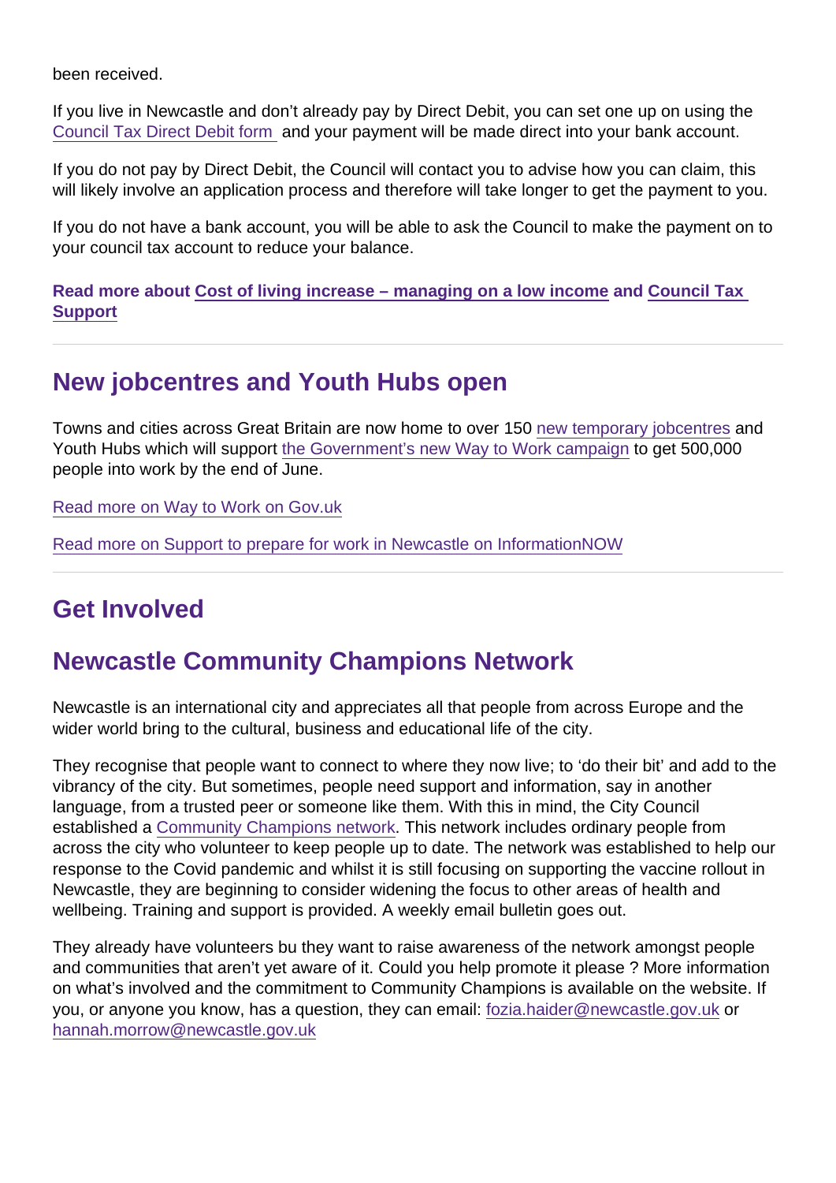been received.

If you live in Newcastle and don't already pay by Direct Debit, you can set one up on using the Council Tax Direct Debit form and your payment will be made direct into your bank account.

If you do not pay by Direct Debit, the Council will contact you to advise how you can claim, this will likely involve an application process and therefore will take longer to get the payment to you.

If you do not have a bank account, you will be able to ask the Council to make the payment on to your council tax account to reduce your balance.

**Read more about Cost of living increase – managing on a low income and Council Tax Support**

## New jobcentres and Youth Hubs open

Towns and cities across Great Britain are now home to over 150 new temporary jobcentres and Youth Hubs which will support the Government's new Way to Work campaign to get 500,000 people into work by the end of June.

Read more on Way to Work on Gov.uk

Read more on Support to prepare for work in Newcastle on InformationNOW

## Get Involved

## Newcastle Community Champions Network

Newcastle is an international city and appreciates all that people from across Europe and the wider world bring to the cultural, business and educational life of the city.

They recognise that people want to connect to where they now live; to 'do their bit' and add to the vibrancy of the city. But sometimes, people need support and information, say in another language, from a trusted peer or someone like them. With this in mind, the City Council established a Community Champions network. This network includes ordinary people from across the city who volunteer to keep people up to date. The network was established to help our response to the Covid pandemic and whilst it is still focusing on supporting the vaccine rollout in Newcastle, they are beginning to consider widening the focus to other areas of health and wellbeing. Training and support is provided. A weekly email bulletin goes out.

They already have volunteers bu they want to raise awareness of the network amongst people and communities that aren't yet aware of it. Could you help promote it please ? More information on what's involved and the commitment to Community Champions is available on the website. If you, or anyone you know, has a question, they can email: fozia.haider@newcastle.gov.uk or hannah.morrow@newcastle.gov.uk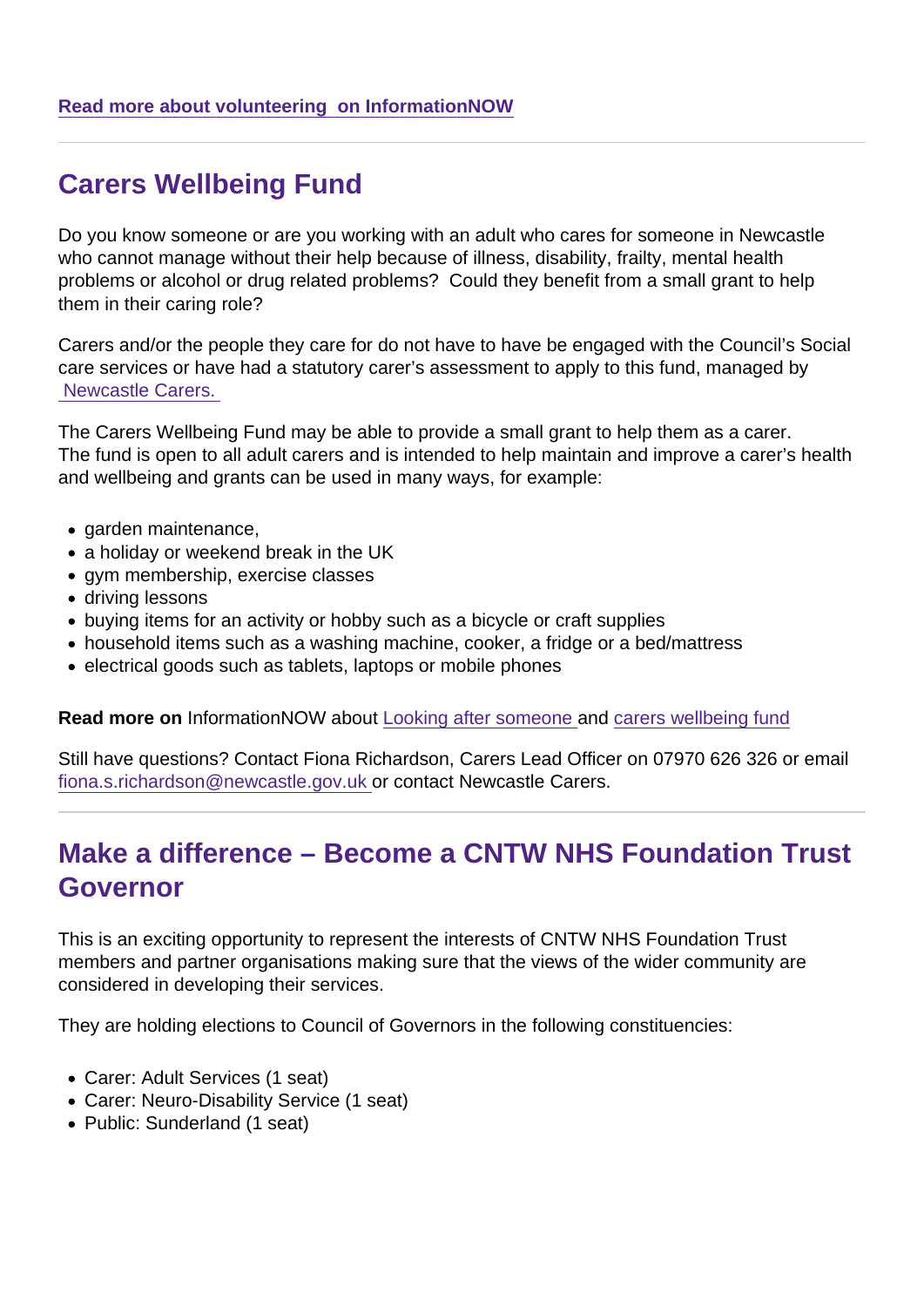[Read more about volunteering on InformationNOW]

---

## Carers Wellbeing Fund

Do you know someone or are you working with an adult who cares for someone in Newcastle who cannot manage without their help because of illness, disability, frailty, mental health problems or alcohol or drug related problems? Could they benefit from a small grant to help them in their caring role?

Carers and/or the people they care for do not have to have be engaged with the Council's Social care services or have had a statutory carer's assessment to apply to this fund, managed by Newcastle Carers.

The Carers Wellbeing Fund may be able to provide a small grant to help them as a carer. The fund is open to all adult carers and is intended to help maintain and improve a carer's health and wellbeing and grants can be used in many ways, for example:

- garden maintenance,
- a holiday or weekend break in the UK
- gym membership, exercise classes
- driving lessons
- buying items for an activity or hobby such as a bicycle or craft supplies
- household items such as a washing machine, cooker, a fridge or a bed/mattress
- electrical goods such as tablets, laptops or mobile phones

**Read more on** InformationNOW about Looking after someone and carers wellbeing fund

Still have questions? Contact Fiona Richardson, Carers Lead Officer on 07970 626 326 or email fiona.s.richardson@newcastle.gov.uk or contact Newcastle Carers.

---

## Make a difference – Become a CNTW NHS Foundation Trust Governor

This is an exciting opportunity to represent the interests of CNTW NHS Foundation Trust members and partner organisations making sure that the views of the wider community are considered in developing their services.

They are holding elections to Council of Governors in the following constituencies:

- Carer: Adult Services (1 seat)
- Carer: Neuro-Disability Service (1 seat)
- Public: Sunderland (1 seat)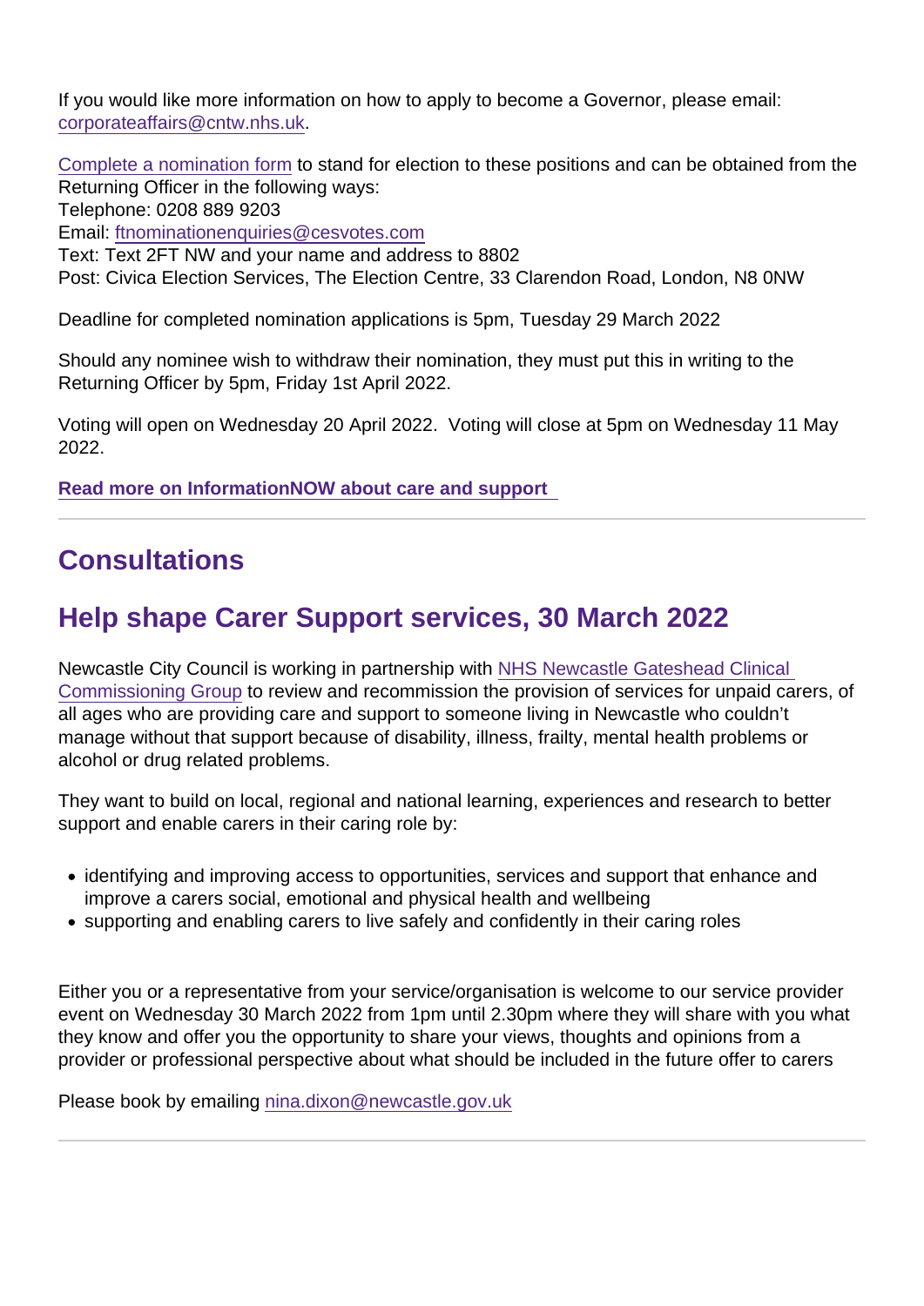If you would like more information on how to apply to become a Governor, please email: corporateaffairs@cntw.nhs.uk.

Complete a nomination form to stand for election to these positions and can be obtained from the Returning Officer in the following ways:
Telephone: 0208 889 9203
Email: ftnominationenquiries@cesvotes.com
Text: Text 2FT NW and your name and address to 8802
Post: Civica Election Services, The Election Centre, 33 Clarendon Road, London, N8 0NW

Deadline for completed nomination applications is 5pm, Tuesday 29 March 2022

Should any nominee wish to withdraw their nomination, they must put this in writing to the Returning Officer by 5pm, Friday 1st April 2022.

Voting will open on Wednesday 20 April 2022. Voting will close at 5pm on Wednesday 11 May 2022.

**Read more on InformationNOW about care and support**

---

## Consultations

## Help shape Carer Support services, 30 March 2022

Newcastle City Council is working in partnership with NHS Newcastle Gateshead Clinical Commissioning Group to review and recommission the provision of services for unpaid carers, of all ages who are providing care and support to someone living in Newcastle who couldn't manage without that support because of disability, illness, frailty, mental health problems or alcohol or drug related problems.

They want to build on local, regional and national learning, experiences and research to better support and enable carers in their caring role by:

- identifying and improving access to opportunities, services and support that enhance and improve a carers social, emotional and physical health and wellbeing
- supporting and enabling carers to live safely and confidently in their caring roles

Either you or a representative from your service/organisation is welcome to our service provider event on Wednesday 30 March 2022 from 1pm until 2.30pm where they will share with you what they know and offer you the opportunity to share your views, thoughts and opinions from a provider or professional perspective about what should be included in the future offer to carers

Please book by emailing nina.dixon@newcastle.gov.uk

---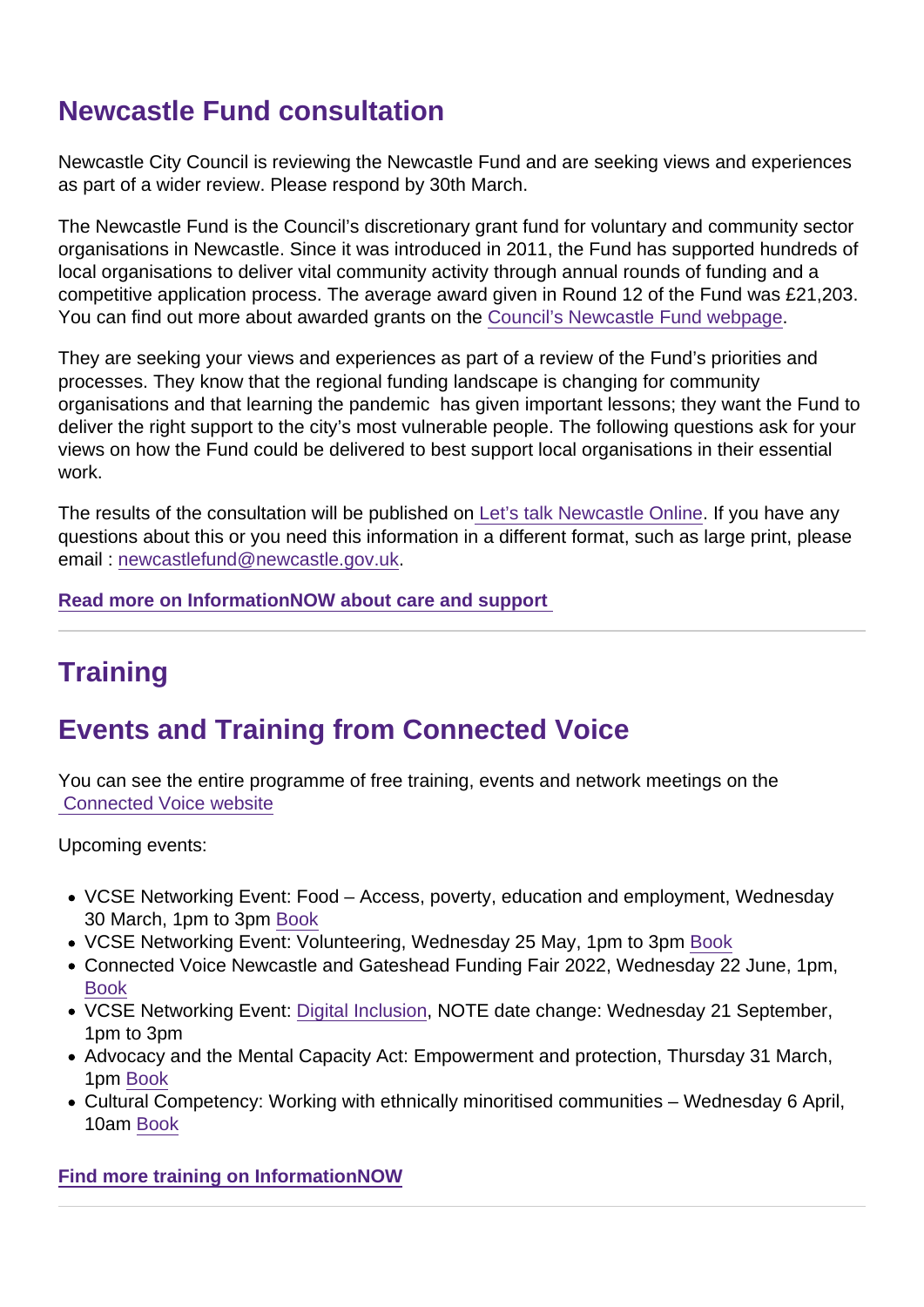## Newcastle Fund consultation

Newcastle City Council is reviewing the Newcastle Fund and are seeking views and experiences as part of a wider review. Please respond by 30th March.

The Newcastle Fund is the Council's discretionary grant fund for voluntary and community sector organisations in Newcastle. Since it was introduced in 2011, the Fund has supported hundreds of local organisations to deliver vital community activity through annual rounds of funding and a competitive application process. The average award given in Round 12 of the Fund was £21,203. You can find out more about awarded grants on the Council's Newcastle Fund webpage.

They are seeking your views and experiences as part of a review of the Fund's priorities and processes. They know that the regional funding landscape is changing for community organisations and that learning the pandemic has given important lessons; they want the Fund to deliver the right support to the city's most vulnerable people. The following questions ask for your views on how the Fund could be delivered to best support local organisations in their essential work.

The results of the consultation will be published on Let's talk Newcastle Online. If you have any questions about this or you need this information in a different format, such as large print, please email : newcastlefund@newcastle.gov.uk.

**Read more on InformationNOW about care and support**

---

## Training

## Events and Training from Connected Voice

You can see the entire programme of free training, events and network meetings on the Connected Voice website

Upcoming events:

- VCSE Networking Event: Food – Access, poverty, education and employment, Wednesday 30 March, 1pm to 3pm Book
- VCSE Networking Event: Volunteering, Wednesday 25 May, 1pm to 3pm Book
- Connected Voice Newcastle and Gateshead Funding Fair 2022, Wednesday 22 June, 1pm, Book
- VCSE Networking Event: Digital Inclusion, NOTE date change: Wednesday 21 September, 1pm to 3pm
- Advocacy and the Mental Capacity Act: Empowerment and protection, Thursday 31 March, 1pm Book
- Cultural Competency: Working with ethnically minoritised communities – Wednesday 6 April, 10am Book

**Find more training on InformationNOW**

---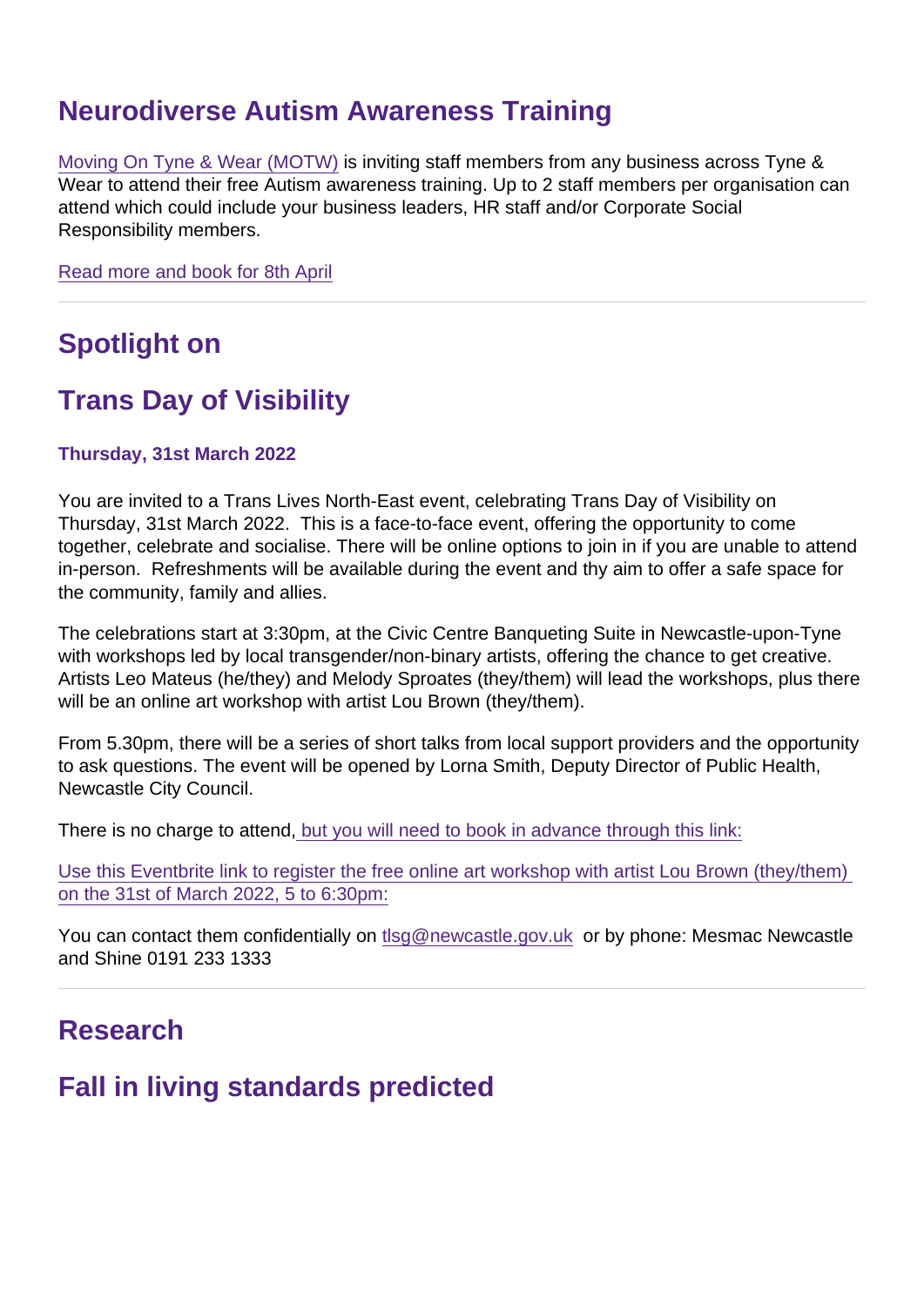## Neurodiverse Autism Awareness Training

Moving On Tyne & Wear (MOTW) is inviting staff members from any business across Tyne & Wear to attend their free Autism awareness training. Up to 2 staff members per organisation can attend which could include your business leaders, HR staff and/or Corporate Social Responsibility members.

Read more and book for 8th April

---

## Spotlight on

## Trans Day of Visibility

**Thursday, 31st March 2022**

You are invited to a Trans Lives North-East event, celebrating Trans Day of Visibility on Thursday, 31st March 2022. This is a face-to-face event, offering the opportunity to come together, celebrate and socialise. There will be online options to join in if you are unable to attend in-person. Refreshments will be available during the event and thy aim to offer a safe space for the community, family and allies.

The celebrations start at 3:30pm, at the Civic Centre Banqueting Suite in Newcastle-upon-Tyne with workshops led by local transgender/non-binary artists, offering the chance to get creative. Artists Leo Mateus (he/they) and Melody Sproates (they/them) will lead the workshops, plus there will be an online art workshop with artist Lou Brown (they/them).

From 5.30pm, there will be a series of short talks from local support providers and the opportunity to ask questions. The event will be opened by Lorna Smith, Deputy Director of Public Health, Newcastle City Council.

There is no charge to attend, but you will need to book in advance through this link:

Use this Eventbrite link to register the free online art workshop with artist Lou Brown (they/them) on the 31st of March 2022, 5 to 6:30pm:

You can contact them confidentially on tlsg@newcastle.gov.uk or by phone: Mesmac Newcastle and Shine 0191 233 1333

---

## Research

## Fall in living standards predicted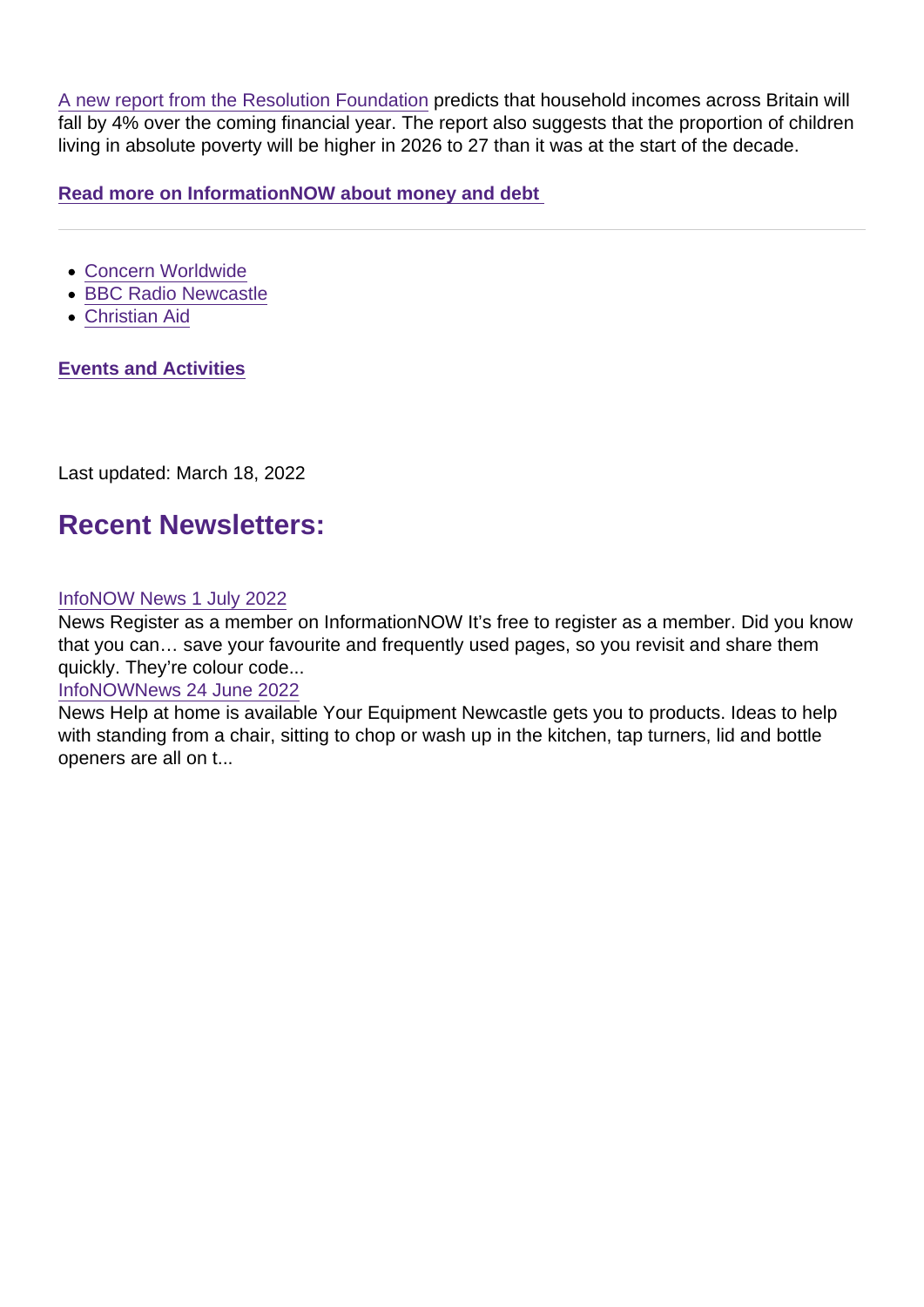A new report from the Resolution Foundation predicts that household incomes across Britain will fall by 4% over the coming financial year. The report also suggests that the proportion of children living in absolute poverty will be higher in 2026 to 27 than it was at the start of the decade.

**Read more on InformationNOW about money and debt**

---

- Concern Worldwide
- BBC Radio Newcastle
- Christian Aid

**Events and Activities**

Last updated: March 18, 2022

## Recent Newsletters:

InfoNOW News 1 July 2022
News Register as a member on InformationNOW It's free to register as a member. Did you know that you can… save your favourite and frequently used pages, so you revisit and share them quickly. They're colour code...
InfoNOWNews 24 June 2022
News Help at home is available Your Equipment Newcastle gets you to products. Ideas to help with standing from a chair, sitting to chop or wash up in the kitchen, tap turners, lid and bottle openers are all on t...